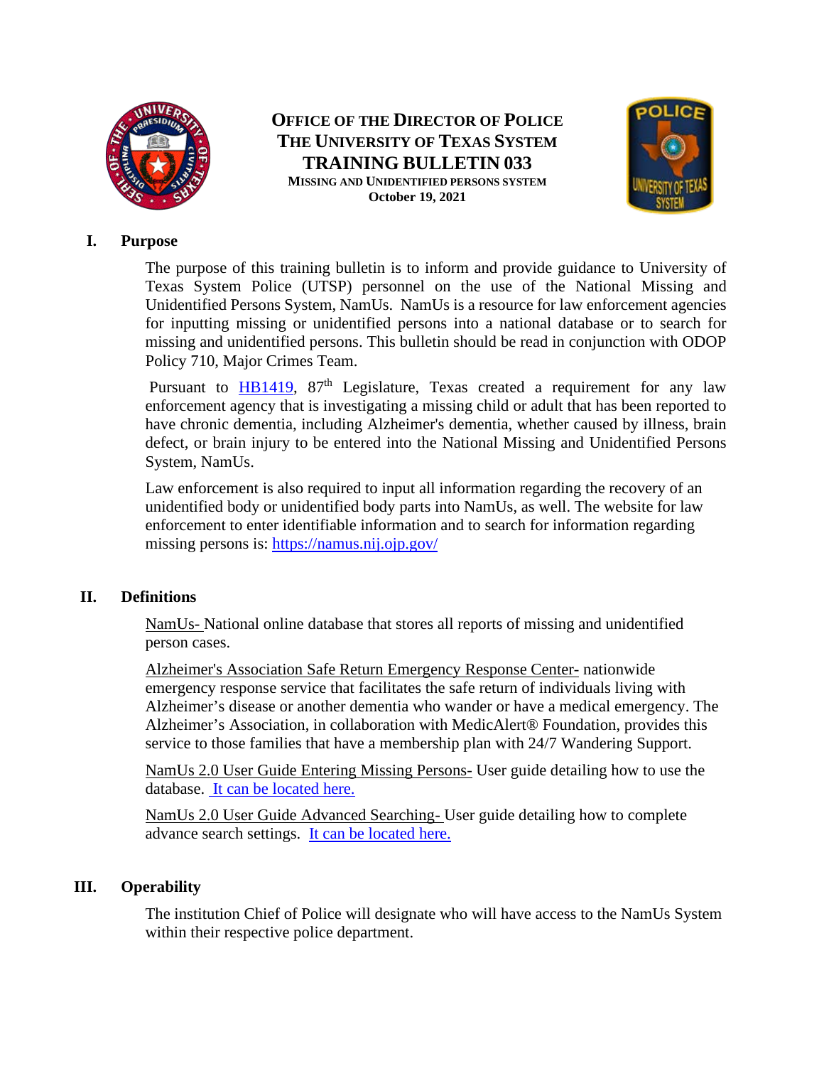# OFFICE OF THE DIRECTOR OF POLICE
# THE UNIVERSITY OF TEXAS SYSTEM
# TRAINING BULLETIN 033

**MISSING AND UNIDENTIFIED PERSONS SYSTEM**

**October 19, 2021**

## I. Purpose

The purpose of this training bulletin is to inform and provide guidance to University of Texas System Police (UTSP) personnel on the use of the National Missing and Unidentified Persons System, NamUs. NamUs is a resource for law enforcement agencies for inputting missing or unidentified persons into a national database or to search for missing and unidentified persons. This bulletin should be read in conjunction with ODOP Policy 710, Major Crimes Team.

Pursuant to HB1419, 87th Legislature, Texas created a requirement for any law enforcement agency that is investigating a missing child or adult that has been reported to have chronic dementia, including Alzheimer's dementia, whether caused by illness, brain defect, or brain injury to be entered into the National Missing and Unidentified Persons System, NamUs.

Law enforcement is also required to input all information regarding the recovery of an unidentified body or unidentified body parts into NamUs, as well. The website for law enforcement to enter identifiable information and to search for information regarding missing persons is: https://namus.nij.ojp.gov/

## II. Definitions

NamUs- National online database that stores all reports of missing and unidentified person cases.

Alzheimer's Association Safe Return Emergency Response Center- nationwide emergency response service that facilitates the safe return of individuals living with Alzheimer's disease or another dementia who wander or have a medical emergency. The Alzheimer's Association, in collaboration with MedicAlert® Foundation, provides this service to those families that have a membership plan with 24/7 Wandering Support.

NamUs 2.0 User Guide Entering Missing Persons- User guide detailing how to use the database. It can be located here.

NamUs 2.0 User Guide Advanced Searching- User guide detailing how to complete advance search settings. It can be located here.

## III. Operability

The institution Chief of Police will designate who will have access to the NamUs System within their respective police department.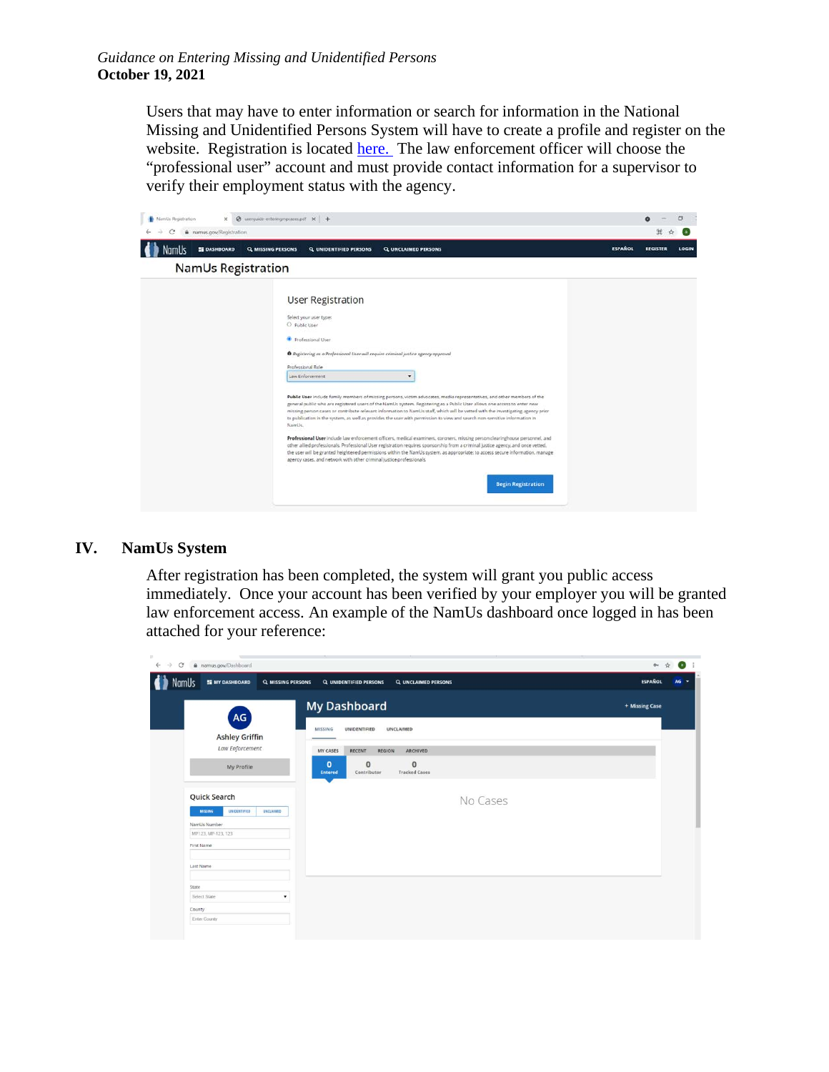Users that may have to enter information or search for information in the National Missing and Unidentified Persons System will have to create a profile and register on the website. Registration is located [here.](#) The law enforcement officer will choose the "professional user" account and must provide contact information for a supervisor to verify their employment status with the agency.

## IV. NamUs System

After registration has been completed, the system will grant you public access immediately. Once your account has been verified by your employer you will be granted law enforcement access. An example of the NamUs dashboard once logged in has been attached for your reference: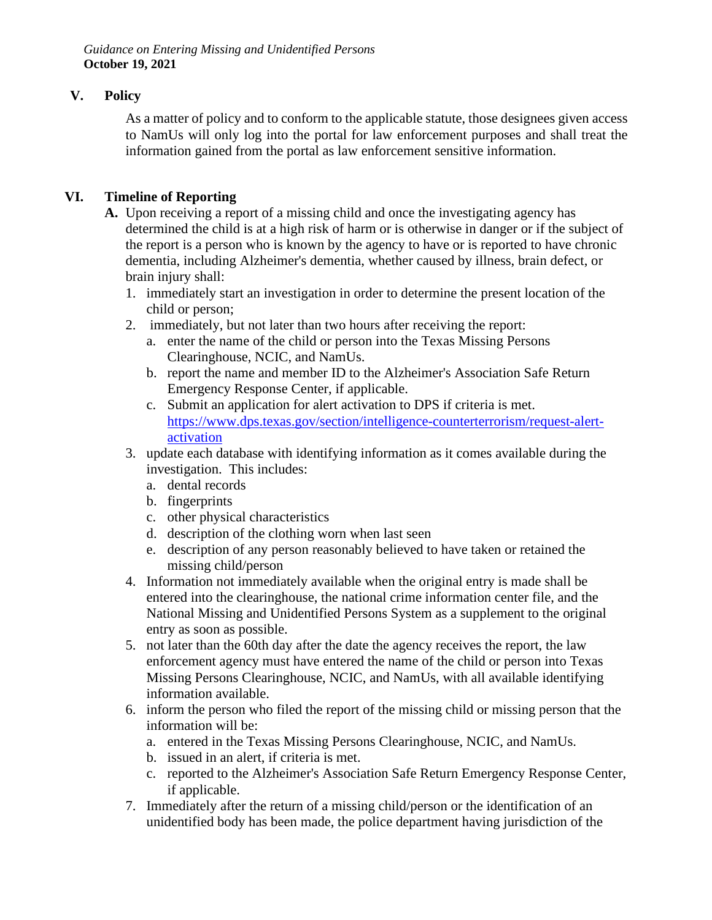## V. Policy

As a matter of policy and to conform to the applicable statute, those designees given access to NamUs will only log into the portal for law enforcement purposes and shall treat the information gained from the portal as law enforcement sensitive information.

## VI. Timeline of Reporting

**A.** Upon receiving a report of a missing child and once the investigating agency has determined the child is at a high risk of harm or is otherwise in danger or if the subject of the report is a person who is known by the agency to have or is reported to have chronic dementia, including Alzheimer's dementia, whether caused by illness, brain defect, or brain injury shall:

1. immediately start an investigation in order to determine the present location of the child or person;
2. immediately, but not later than two hours after receiving the report:
   a. enter the name of the child or person into the Texas Missing Persons Clearinghouse, NCIC, and NamUs.
   b. report the name and member ID to the Alzheimer's Association Safe Return Emergency Response Center, if applicable.
   c. Submit an application for alert activation to DPS if criteria is met. [https://www.dps.texas.gov/section/intelligence-counterterrorism/request-alert-activation](https://www.dps.texas.gov/section/intelligence-counterterrorism/request-alert-activation)
3. update each database with identifying information as it comes available during the investigation. This includes:
   a. dental records
   b. fingerprints
   c. other physical characteristics
   d. description of the clothing worn when last seen
   e. description of any person reasonably believed to have taken or retained the missing child/person
4. Information not immediately available when the original entry is made shall be entered into the clearinghouse, the national crime information center file, and the National Missing and Unidentified Persons System as a supplement to the original entry as soon as possible.
5. not later than the 60th day after the date the agency receives the report, the law enforcement agency must have entered the name of the child or person into Texas Missing Persons Clearinghouse, NCIC, and NamUs, with all available identifying information available.
6. inform the person who filed the report of the missing child or missing person that the information will be:
   a. entered in the Texas Missing Persons Clearinghouse, NCIC, and NamUs.
   b. issued in an alert, if criteria is met.
   c. reported to the Alzheimer's Association Safe Return Emergency Response Center, if applicable.
7. Immediately after the return of a missing child/person or the identification of an unidentified body has been made, the police department having jurisdiction of the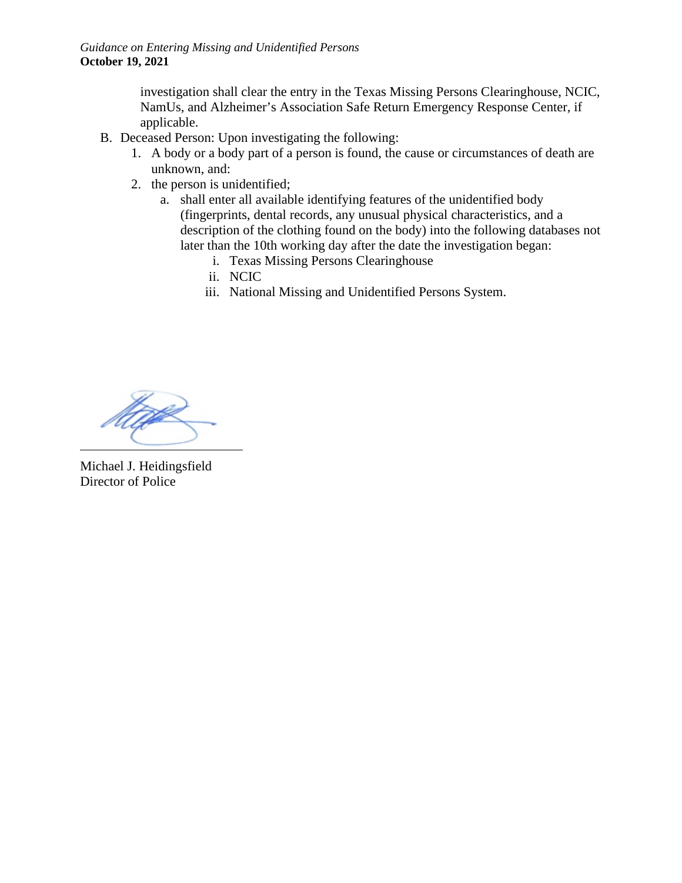investigation shall clear the entry in the Texas Missing Persons Clearinghouse, NCIC, NamUs, and Alzheimer's Association Safe Return Emergency Response Center, if applicable.

B. Deceased Person: Upon investigating the following:
   1. A body or a body part of a person is found, the cause or circumstances of death are unknown, and:
   2. the person is unidentified;
      a. shall enter all available identifying features of the unidentified body (fingerprints, dental records, any unusual physical characteristics, and a description of the clothing found on the body) into the following databases not later than the 10th working day after the date the investigation began:
         i. Texas Missing Persons Clearinghouse
         ii. NCIC
         iii. National Missing and Unidentified Persons System.

Michael J. Heidingsfield
Director of Police